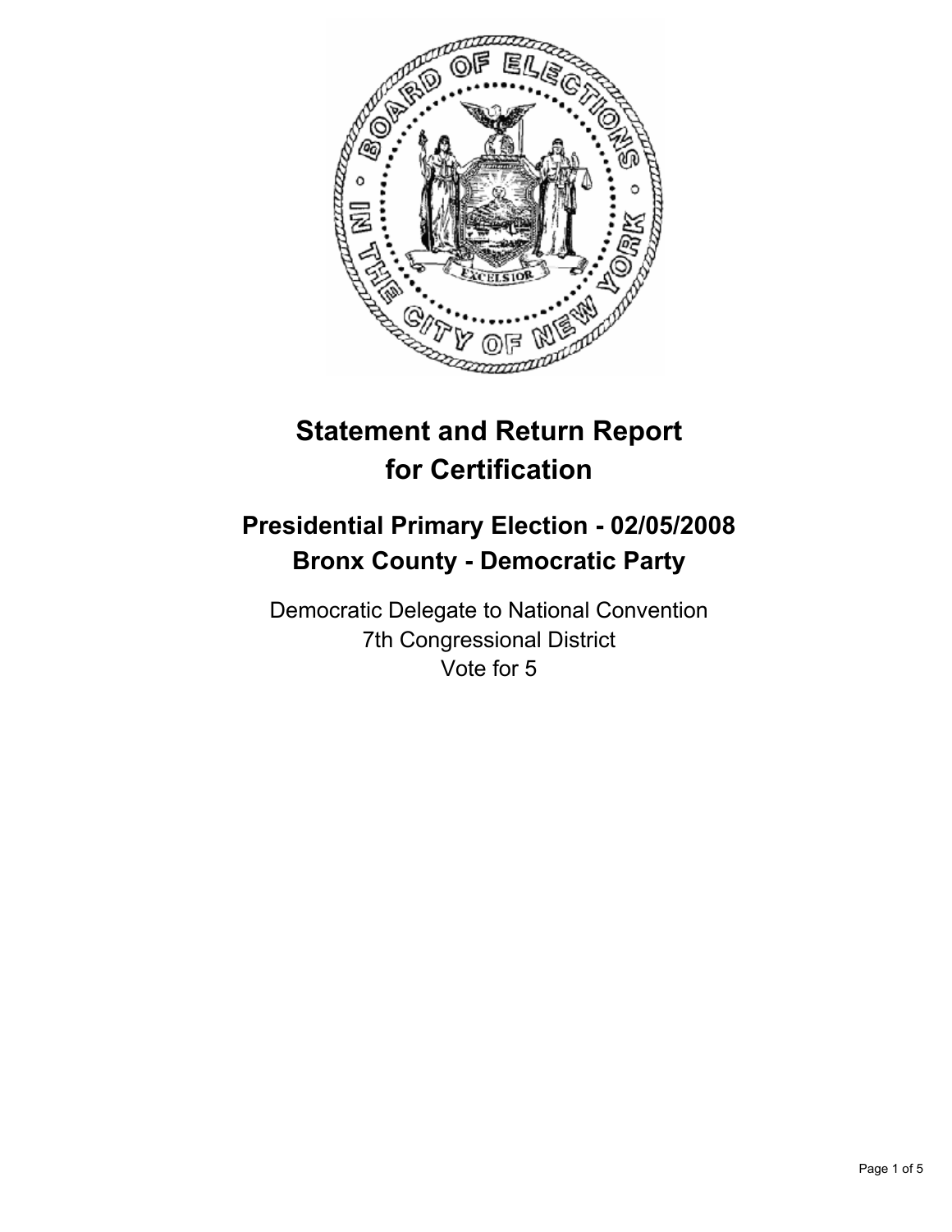# Statement and Return Report for Certification

## Presidential Primary Election - 02/05/2008
## Bronx County - Democratic Party

Democratic Delegate to National Convention
7th Congressional District
Vote for 5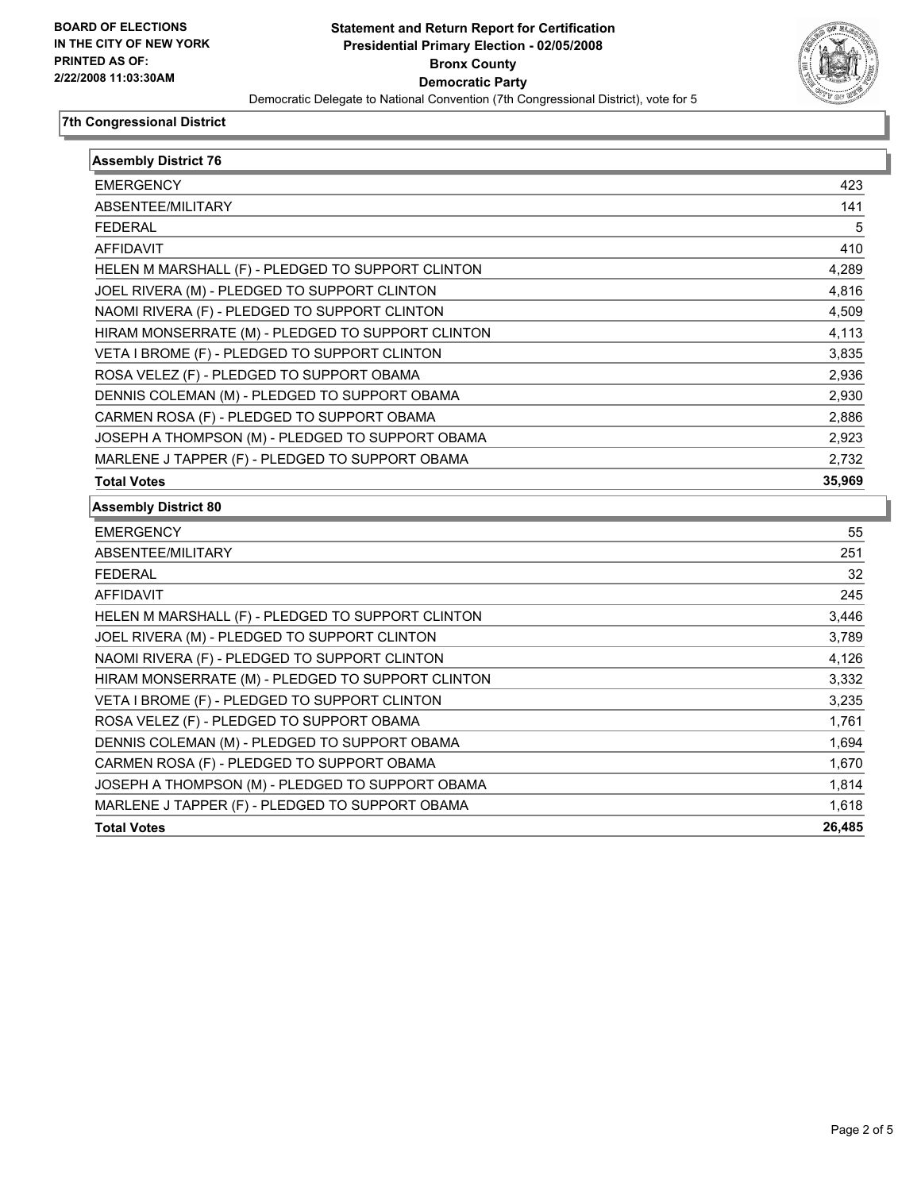**BOARD OF ELECTIONS IN THE CITY OF NEW YORK PRINTED AS OF: 2/22/2008 11:03:30AM**

# Statement and Return Report for Certification
## Presidential Primary Election - 02/05/2008
## Bronx County
## Democratic Party

Democratic Delegate to National Convention (7th Congressional District), vote for 5

### 7th Congressional District

| Assembly District 76 | |
|---|---|
| EMERGENCY | 423 |
| ABSENTEE/MILITARY | 141 |
| FEDERAL | 5 |
| AFFIDAVIT | 410 |
| HELEN M MARSHALL (F) - PLEDGED TO SUPPORT CLINTON | 4,289 |
| JOEL RIVERA (M) - PLEDGED TO SUPPORT CLINTON | 4,816 |
| NAOMI RIVERA (F) - PLEDGED TO SUPPORT CLINTON | 4,509 |
| HIRAM MONSERRATE (M) - PLEDGED TO SUPPORT CLINTON | 4,113 |
| VETA I BROME (F) - PLEDGED TO SUPPORT CLINTON | 3,835 |
| ROSA VELEZ (F) - PLEDGED TO SUPPORT OBAMA | 2,936 |
| DENNIS COLEMAN (M) - PLEDGED TO SUPPORT OBAMA | 2,930 |
| CARMEN ROSA (F) - PLEDGED TO SUPPORT OBAMA | 2,886 |
| JOSEPH A THOMPSON (M) - PLEDGED TO SUPPORT OBAMA | 2,923 |
| MARLENE J TAPPER (F) - PLEDGED TO SUPPORT OBAMA | 2,732 |
| **Total Votes** | **35,969** |

| Assembly District 80 | |
|---|---|
| EMERGENCY | 55 |
| ABSENTEE/MILITARY | 251 |
| FEDERAL | 32 |
| AFFIDAVIT | 245 |
| HELEN M MARSHALL (F) - PLEDGED TO SUPPORT CLINTON | 3,446 |
| JOEL RIVERA (M) - PLEDGED TO SUPPORT CLINTON | 3,789 |
| NAOMI RIVERA (F) - PLEDGED TO SUPPORT CLINTON | 4,126 |
| HIRAM MONSERRATE (M) - PLEDGED TO SUPPORT CLINTON | 3,332 |
| VETA I BROME (F) - PLEDGED TO SUPPORT CLINTON | 3,235 |
| ROSA VELEZ (F) - PLEDGED TO SUPPORT OBAMA | 1,761 |
| DENNIS COLEMAN (M) - PLEDGED TO SUPPORT OBAMA | 1,694 |
| CARMEN ROSA (F) - PLEDGED TO SUPPORT OBAMA | 1,670 |
| JOSEPH A THOMPSON (M) - PLEDGED TO SUPPORT OBAMA | 1,814 |
| MARLENE J TAPPER (F) - PLEDGED TO SUPPORT OBAMA | 1,618 |
| **Total Votes** | **26,485** |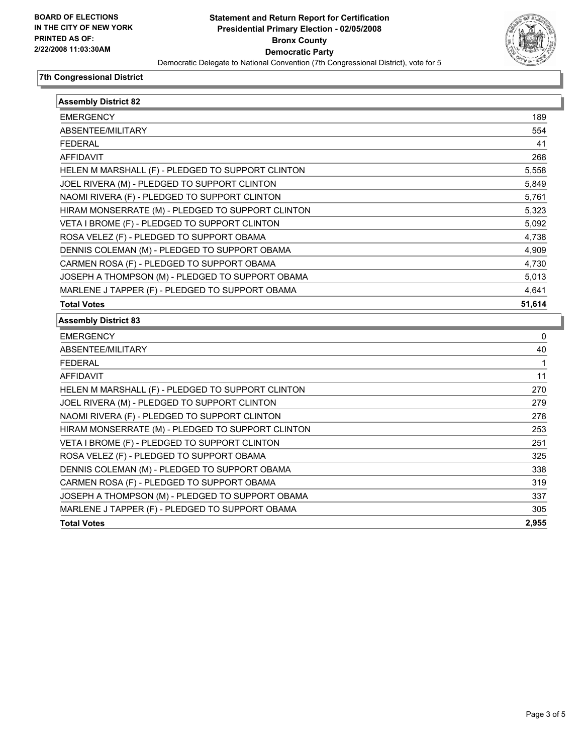**BOARD OF ELECTIONS IN THE CITY OF NEW YORK PRINTED AS OF: 2/22/2008 11:03:30AM**

# Statement and Return Report for Certification
## Presidential Primary Election - 02/05/2008
## Bronx County
## Democratic Party
Democratic Delegate to National Convention (7th Congressional District), vote for 5

### 7th Congressional District

#### Assembly District 82

| | |
|---|---|
| EMERGENCY | 189 |
| ABSENTEE/MILITARY | 554 |
| FEDERAL | 41 |
| AFFIDAVIT | 268 |
| HELEN M MARSHALL (F) - PLEDGED TO SUPPORT CLINTON | 5,558 |
| JOEL RIVERA (M) - PLEDGED TO SUPPORT CLINTON | 5,849 |
| NAOMI RIVERA (F) - PLEDGED TO SUPPORT CLINTON | 5,761 |
| HIRAM MONSERRATE (M) - PLEDGED TO SUPPORT CLINTON | 5,323 |
| VETA I BROME (F) - PLEDGED TO SUPPORT CLINTON | 5,092 |
| ROSA VELEZ (F) - PLEDGED TO SUPPORT OBAMA | 4,738 |
| DENNIS COLEMAN (M) - PLEDGED TO SUPPORT OBAMA | 4,909 |
| CARMEN ROSA (F) - PLEDGED TO SUPPORT OBAMA | 4,730 |
| JOSEPH A THOMPSON (M) - PLEDGED TO SUPPORT OBAMA | 5,013 |
| MARLENE J TAPPER (F) - PLEDGED TO SUPPORT OBAMA | 4,641 |
| **Total Votes** | **51,614** |

#### Assembly District 83

| | |
|---|---|
| EMERGENCY | 0 |
| ABSENTEE/MILITARY | 40 |
| FEDERAL | 1 |
| AFFIDAVIT | 11 |
| HELEN M MARSHALL (F) - PLEDGED TO SUPPORT CLINTON | 270 |
| JOEL RIVERA (M) - PLEDGED TO SUPPORT CLINTON | 279 |
| NAOMI RIVERA (F) - PLEDGED TO SUPPORT CLINTON | 278 |
| HIRAM MONSERRATE (M) - PLEDGED TO SUPPORT CLINTON | 253 |
| VETA I BROME (F) - PLEDGED TO SUPPORT CLINTON | 251 |
| ROSA VELEZ (F) - PLEDGED TO SUPPORT OBAMA | 325 |
| DENNIS COLEMAN (M) - PLEDGED TO SUPPORT OBAMA | 338 |
| CARMEN ROSA (F) - PLEDGED TO SUPPORT OBAMA | 319 |
| JOSEPH A THOMPSON (M) - PLEDGED TO SUPPORT OBAMA | 337 |
| MARLENE J TAPPER (F) - PLEDGED TO SUPPORT OBAMA | 305 |
| **Total Votes** | **2,955** |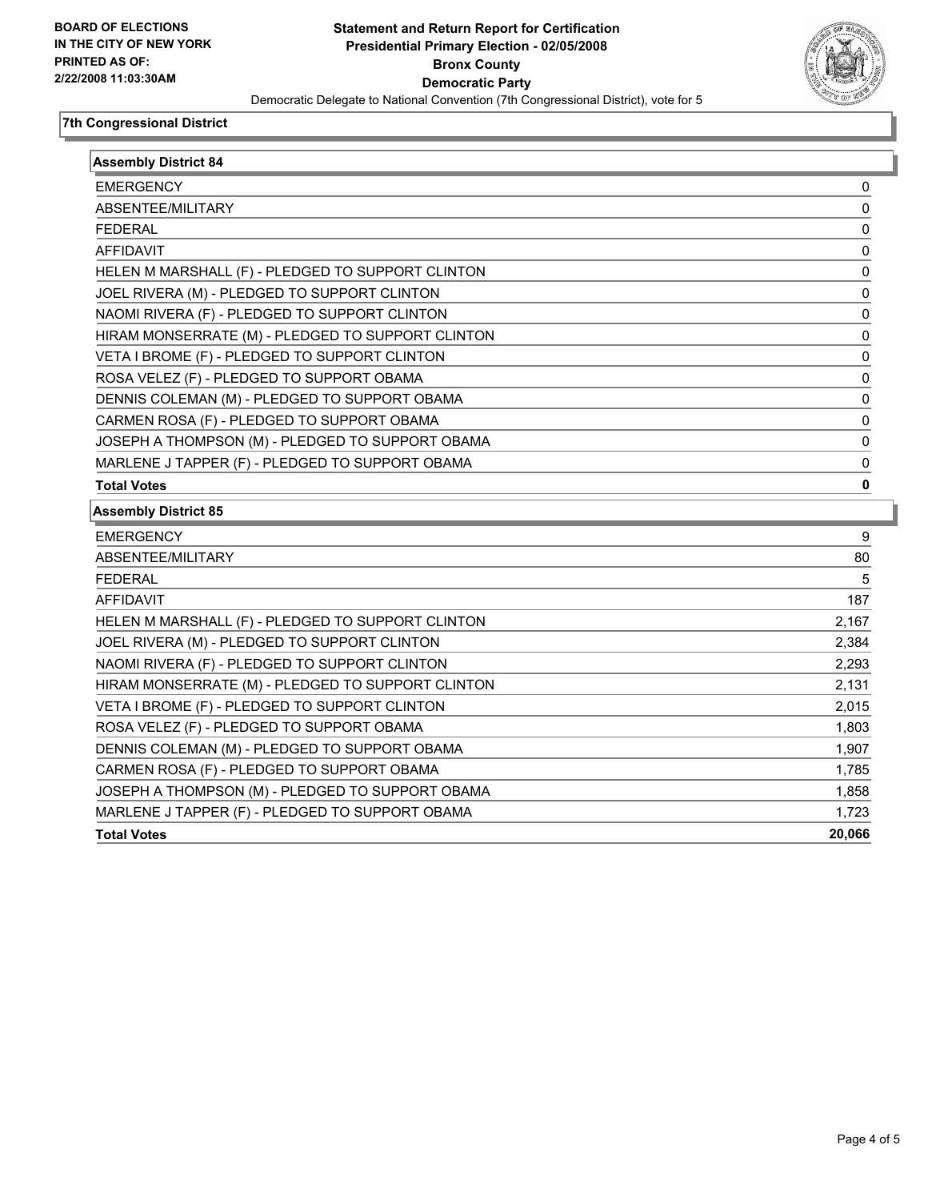**BOARD OF ELECTIONS IN THE CITY OF NEW YORK PRINTED AS OF: 2/22/2008 11:03:30AM**

# Statement and Return Report for Certification
## Presidential Primary Election - 02/05/2008
## Bronx County
## Democratic Party

Democratic Delegate to National Convention (7th Congressional District), vote for 5

### 7th Congressional District

#### Assembly District 84

| | |
|---|---|
| EMERGENCY | 0 |
| ABSENTEE/MILITARY | 0 |
| FEDERAL | 0 |
| AFFIDAVIT | 0 |
| HELEN M MARSHALL (F) - PLEDGED TO SUPPORT CLINTON | 0 |
| JOEL RIVERA (M) - PLEDGED TO SUPPORT CLINTON | 0 |
| NAOMI RIVERA (F) - PLEDGED TO SUPPORT CLINTON | 0 |
| HIRAM MONSERRATE (M) - PLEDGED TO SUPPORT CLINTON | 0 |
| VETA I BROME (F) - PLEDGED TO SUPPORT CLINTON | 0 |
| ROSA VELEZ (F) - PLEDGED TO SUPPORT OBAMA | 0 |
| DENNIS COLEMAN (M) - PLEDGED TO SUPPORT OBAMA | 0 |
| CARMEN ROSA (F) - PLEDGED TO SUPPORT OBAMA | 0 |
| JOSEPH A THOMPSON (M) - PLEDGED TO SUPPORT OBAMA | 0 |
| MARLENE J TAPPER (F) - PLEDGED TO SUPPORT OBAMA | 0 |
| **Total Votes** | **0** |

#### Assembly District 85

| | |
|---|---|
| EMERGENCY | 9 |
| ABSENTEE/MILITARY | 80 |
| FEDERAL | 5 |
| AFFIDAVIT | 187 |
| HELEN M MARSHALL (F) - PLEDGED TO SUPPORT CLINTON | 2,167 |
| JOEL RIVERA (M) - PLEDGED TO SUPPORT CLINTON | 2,384 |
| NAOMI RIVERA (F) - PLEDGED TO SUPPORT CLINTON | 2,293 |
| HIRAM MONSERRATE (M) - PLEDGED TO SUPPORT CLINTON | 2,131 |
| VETA I BROME (F) - PLEDGED TO SUPPORT CLINTON | 2,015 |
| ROSA VELEZ (F) - PLEDGED TO SUPPORT OBAMA | 1,803 |
| DENNIS COLEMAN (M) - PLEDGED TO SUPPORT OBAMA | 1,907 |
| CARMEN ROSA (F) - PLEDGED TO SUPPORT OBAMA | 1,785 |
| JOSEPH A THOMPSON (M) - PLEDGED TO SUPPORT OBAMA | 1,858 |
| MARLENE J TAPPER (F) - PLEDGED TO SUPPORT OBAMA | 1,723 |
| **Total Votes** | **20,066** |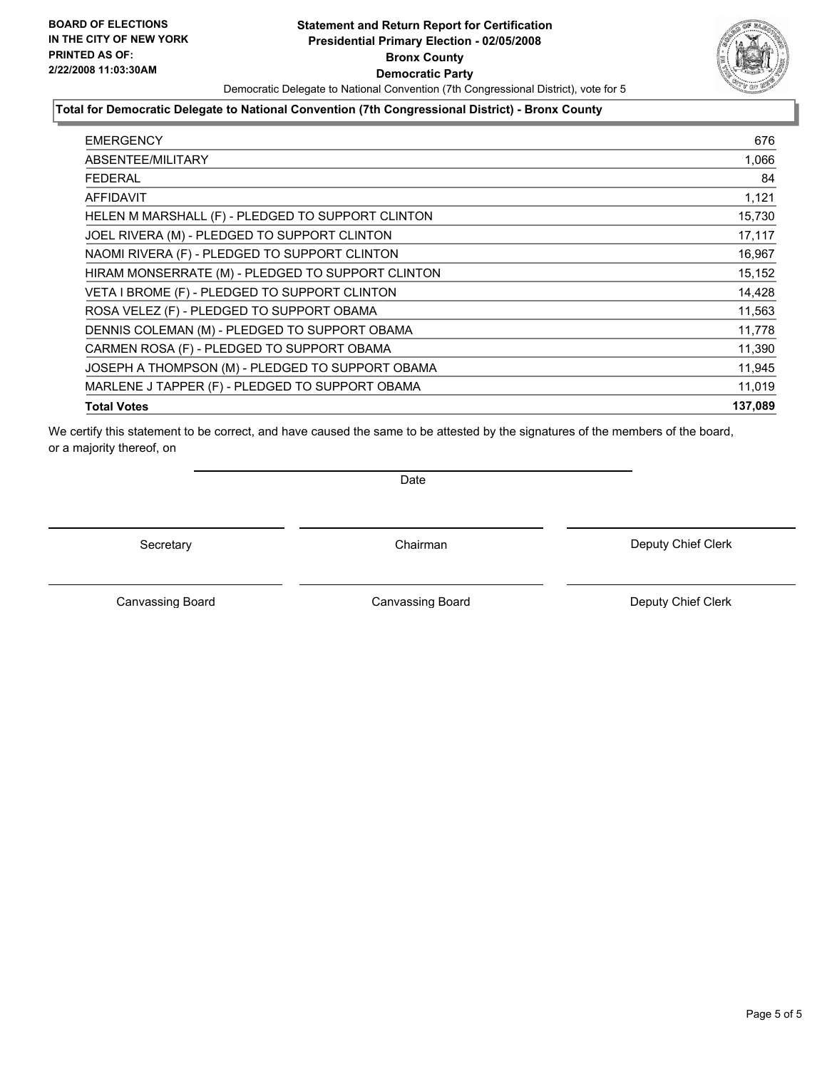**BOARD OF ELECTIONS IN THE CITY OF NEW YORK PRINTED AS OF: 2/22/2008 11:03:30AM**

# Statement and Return Report for Certification
## Presidential Primary Election - 02/05/2008
## Bronx County
## Democratic Party

Democratic Delegate to National Convention (7th Congressional District), vote for 5

### Total for Democratic Delegate to National Convention (7th Congressional District) - Bronx County

| | |
|---|---|
| EMERGENCY | 676 |
| ABSENTEE/MILITARY | 1,066 |
| FEDERAL | 84 |
| AFFIDAVIT | 1,121 |
| HELEN M MARSHALL (F) - PLEDGED TO SUPPORT CLINTON | 15,730 |
| JOEL RIVERA (M) - PLEDGED TO SUPPORT CLINTON | 17,117 |
| NAOMI RIVERA (F) - PLEDGED TO SUPPORT CLINTON | 16,967 |
| HIRAM MONSERRATE (M) - PLEDGED TO SUPPORT CLINTON | 15,152 |
| VETA I BROME (F) - PLEDGED TO SUPPORT CLINTON | 14,428 |
| ROSA VELEZ (F) - PLEDGED TO SUPPORT OBAMA | 11,563 |
| DENNIS COLEMAN (M) - PLEDGED TO SUPPORT OBAMA | 11,778 |
| CARMEN ROSA (F) - PLEDGED TO SUPPORT OBAMA | 11,390 |
| JOSEPH A THOMPSON (M) - PLEDGED TO SUPPORT OBAMA | 11,945 |
| MARLENE J TAPPER (F) - PLEDGED TO SUPPORT OBAMA | 11,019 |
| **Total Votes** | **137,089** |

We certify this statement to be correct, and have caused the same to be attested by the signatures of the members of the board, or a majority thereof, on

Date

Secretary　　Chairman　　Deputy Chief Clerk

Canvassing Board　　Canvassing Board　　Deputy Chief Clerk